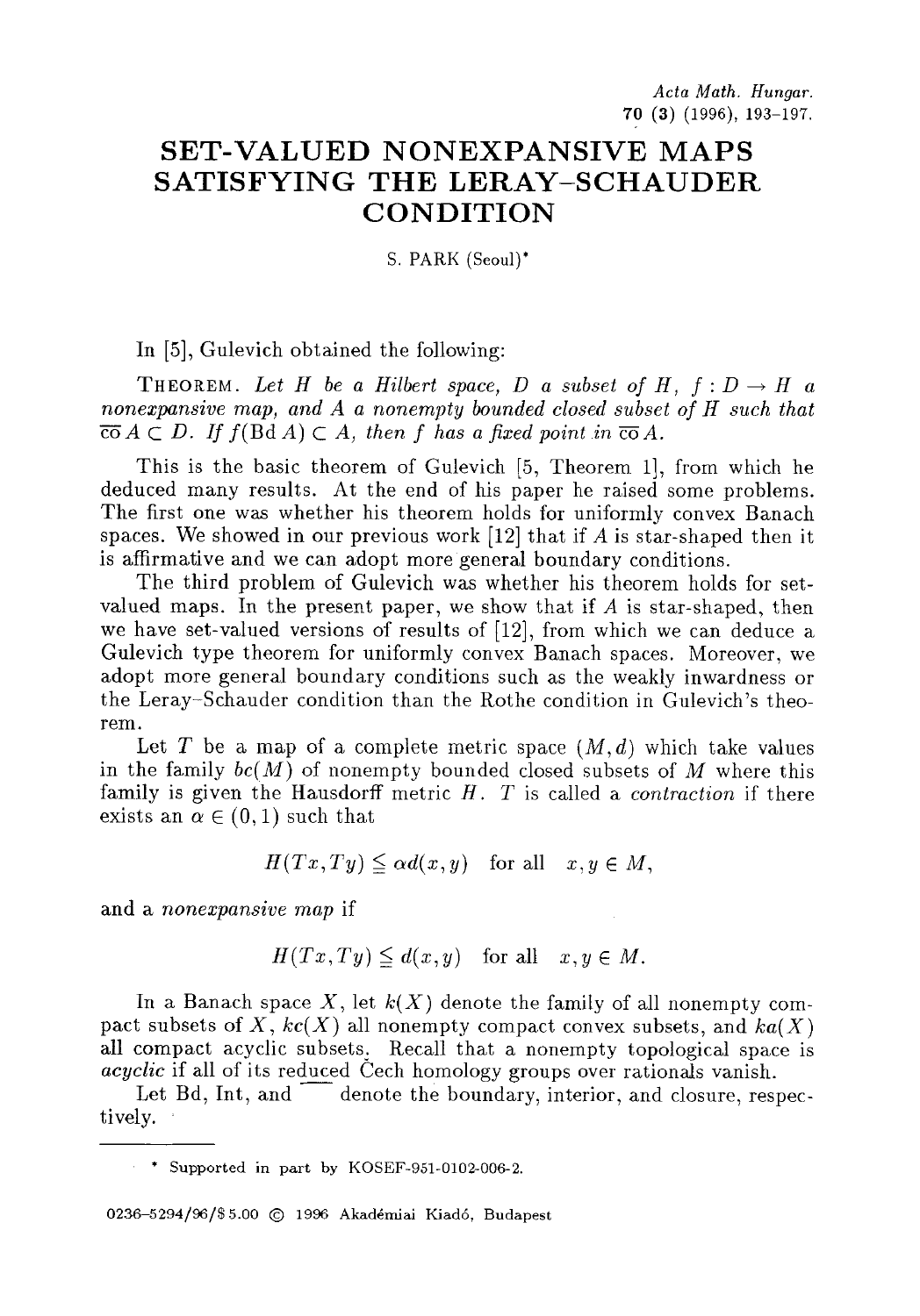# SET-VALUED NONEXPANSIVE MAPS SATISFYING THE LERAY–SCHAUDER CONDITION

S. PARK (Seoul)*

In [5], Gulevich obtained the following:

THEOREM. *Let $H$ be a Hilbert space, $D$ a subset of $H$, $f : D \to H$ a nonexpansive map, and $A$ a nonempty bounded closed subset of $H$ such that $\overline{\mathrm{co}}\, A \subset D$. If $f(\mathrm{Bd}\, A) \subset A$, then $f$ has a fixed point in $\overline{\mathrm{co}}\, A$.*

This is the basic theorem of Gulevich [5, Theorem 1], from which he deduced many results. At the end of his paper he raised some problems. The first one was whether his theorem holds for uniformly convex Banach spaces. We showed in our previous work [12] that if $A$ is star-shaped then it is affirmative and we can adopt more general boundary conditions.

The third problem of Gulevich was whether his theorem holds for set-valued maps. In the present paper, we show that if $A$ is star-shaped, then we have set-valued versions of results of [12], from which we can deduce a Gulevich type theorem for uniformly convex Banach spaces. Moreover, we adopt more general boundary conditions such as the weakly inwardness or the Leray–Schauder condition than the Rothe condition in Gulevich's theorem.

Let $T$ be a map of a complete metric space $(M, d)$ which take values in the family $bc(M)$ of nonempty bounded closed subsets of $M$ where this family is given the Hausdorff metric $H$. $T$ is called a *contraction* if there exists an $\alpha \in (0, 1)$ such that

$$H(Tx, Ty) \leqq \alpha d(x, y) \quad \text{for all} \quad x, y \in M,$$

and a *nonexpansive map* if

$$H(Tx, Ty) \leqq d(x, y) \quad \text{for all} \quad x, y \in M.$$

In a Banach space $X$, let $k(X)$ denote the family of all nonempty compact subsets of $X$, $kc(X)$ all nonempty compact convex subsets, and $ka(X)$ all compact acyclic subsets. Recall that a nonempty topological space is *acyclic* if all of its reduced Čech homology groups over rationals vanish.

Let Bd, Int, and $\overline{\phantom{x}}$ denote the boundary, interior, and closure, respectively.

---

* Supported in part by KOSEF-951-0102-006-2.

0236–5294/96/$ 5.00 © 1996 Akadémiai Kiadó, Budapest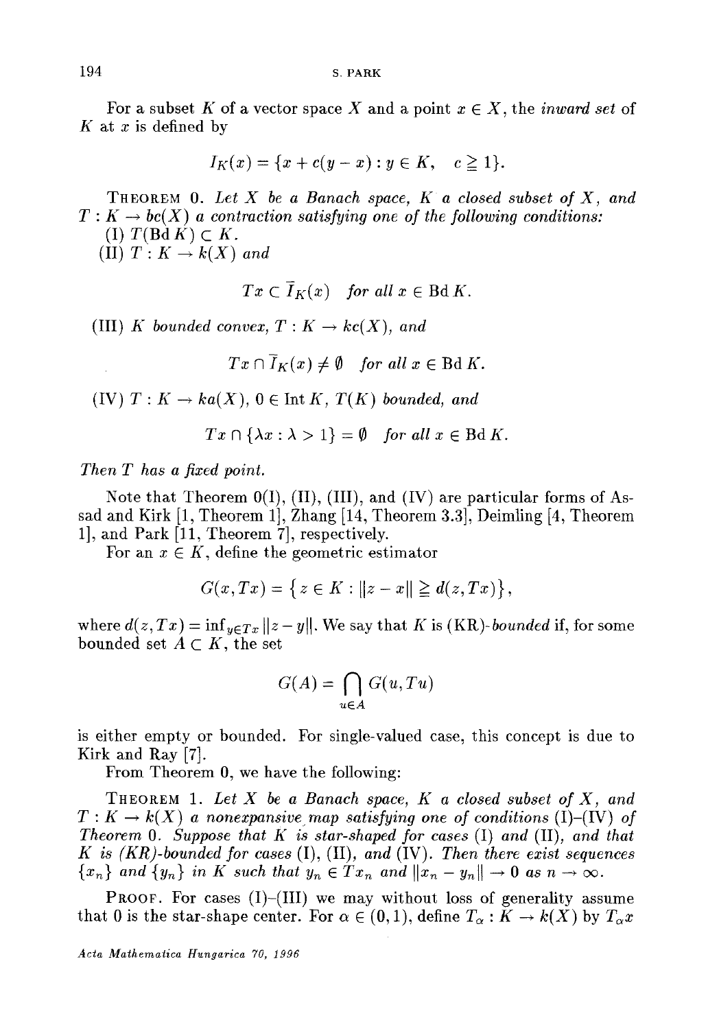For a subset $K$ of a vector space $X$ and a point $x \in X$, the *inward set* of $K$ at $x$ is defined by

$$I_K(x) = \{x + c(y - x) : y \in K, \quad c \geqq 1\}.$$

THEOREM 0. *Let $X$ be a Banach space, $K$ a closed subset of $X$, and $T : K \to bc(X)$ a contraction satisfying one of the following conditions:*

(I) $T(\operatorname{Bd} K) \subset K$.

(II) $T : K \to k(X)$ *and*

$$Tx \subset \bar{I}_K(x) \quad \textit{for all } x \in \operatorname{Bd} K.$$

(III) *$K$ bounded convex, $T : K \to kc(X)$, and*

$$Tx \cap \bar{I}_K(x) \neq \emptyset \quad \textit{for all } x \in \operatorname{Bd} K.$$

(IV) *$T : K \to ka(X)$, $0 \in \operatorname{Int} K$, $T(K)$ bounded, and*

$$Tx \cap \{\lambda x : \lambda > 1\} = \emptyset \quad \textit{for all } x \in \operatorname{Bd} K.$$

*Then $T$ has a fixed point.*

Note that Theorem 0(I), (II), (III), and (IV) are particular forms of Assad and Kirk [1, Theorem 1], Zhang [14, Theorem 3.3], Deimling [4, Theorem 1], and Park [11, Theorem 7], respectively.

For an $x \in K$, define the geometric estimator

$$G(x, Tx) = \{z \in K : \|z - x\| \geqq d(z, Tx)\},$$

where $d(z, Tx) = \inf_{y \in Tx} \|z - y\|$. We say that $K$ is (KR)-*bounded* if, for some bounded set $A \subset K$, the set

$$G(A) = \bigcap_{u \in A} G(u, Tu)$$

is either empty or bounded. For single-valued case, this concept is due to Kirk and Ray [7].

From Theorem 0, we have the following:

THEOREM 1. *Let $X$ be a Banach space, $K$ a closed subset of $X$, and $T : K \to k(X)$ a nonexpansive map satisfying one of conditions (I)–(IV) of Theorem 0. Suppose that $K$ is star-shaped for cases (I) and (II), and that $K$ is (KR)-bounded for cases (I), (II), and (IV). Then there exist sequences $\{x_n\}$ and $\{y_n\}$ in $K$ such that $y_n \in Tx_n$ and $\|x_n - y_n\| \to 0$ as $n \to \infty$.*

PROOF. For cases (I)–(III) we may without loss of generality assume that 0 is the star-shape center. For $\alpha \in (0, 1)$, define $T_\alpha : K \to k(X)$ by $T_\alpha x$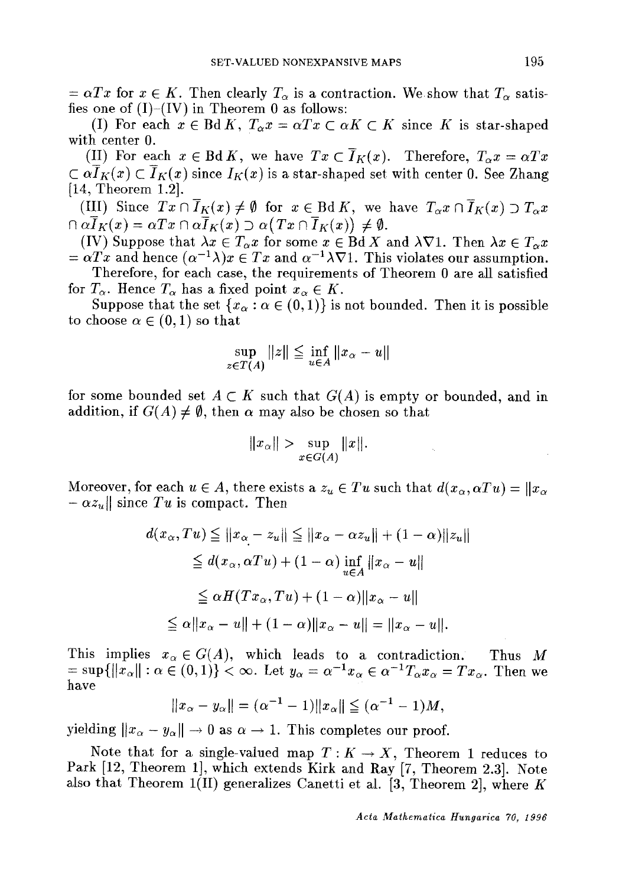$= \alpha Tx$ for $x \in K$. Then clearly $T_\alpha$ is a contraction. We show that $T_\alpha$ satisfies one of (I)–(IV) in Theorem 0 as follows:

(I) For each $x \in \operatorname{Bd} K$, $T_\alpha x = \alpha Tx \subset \alpha K \subset K$ since $K$ is star-shaped with center 0.

(II) For each $x \in \operatorname{Bd} K$, we have $Tx \subset \overline{I}_K(x)$. Therefore, $T_\alpha x = \alpha Tx \subset \alpha \overline{I}_K(x) \subset \overline{I}_K(x)$ since $I_K(x)$ is a star-shaped set with center 0. See Zhang [14, Theorem 1.2].

(III) Since $Tx \cap \overline{I}_K(x) \neq \emptyset$ for $x \in \operatorname{Bd} K$, we have $T_\alpha x \cap \overline{I}_K(x) \supset T_\alpha x \cap \alpha \overline{I}_K(x) = \alpha Tx \cap \alpha \overline{I}_K(x) \supset \alpha\big(Tx \cap \overline{I}_K(x)\big) \neq \emptyset$.

(IV) Suppose that $\lambda x \in T_\alpha x$ for some $x \in \operatorname{Bd} X$ and $\lambda \nabla 1$. Then $\lambda x \in T_\alpha x = \alpha Tx$ and hence $(\alpha^{-1}\lambda)x \in Tx$ and $\alpha^{-1}\lambda \nabla 1$. This violates our assumption.

Therefore, for each case, the requirements of Theorem 0 are all satisfied for $T_\alpha$. Hence $T_\alpha$ has a fixed point $x_\alpha \in K$.

Suppose that the set $\{x_\alpha : \alpha \in (0,1)\}$ is not bounded. Then it is possible to choose $\alpha \in (0,1)$ so that

$$\sup_{z \in T(A)} \|z\| \leqq \inf_{u \in A} \|x_\alpha - u\|$$

for some bounded set $A \subset K$ such that $G(A)$ is empty or bounded, and in addition, if $G(A) \neq \emptyset$, then $\alpha$ may also be chosen so that

$$\|x_\alpha\| > \sup_{x \in G(A)} \|x\|.$$

Moreover, for each $u \in A$, there exists a $z_u \in Tu$ such that $d(x_\alpha, \alpha Tu) = \|x_\alpha - \alpha z_u\|$ since $Tu$ is compact. Then

$$\begin{aligned}
d(x_\alpha, Tu) &\leqq \|x_\alpha - z_u\| \leqq \|x_\alpha - \alpha z_u\| + (1-\alpha)\|z_u\| \\
&\leqq d(x_\alpha, \alpha Tu) + (1-\alpha) \inf_{u \in A} \|x_\alpha - u\| \\
&\leqq \alpha H(Tx_\alpha, Tu) + (1-\alpha)\|x_\alpha - u\| \\
&\leqq \alpha\|x_\alpha - u\| + (1-\alpha)\|x_\alpha - u\| = \|x_\alpha - u\|.
\end{aligned}$$

This implies $x_\alpha \in G(A)$, which leads to a contradiction. Thus $M = \sup\{\|x_\alpha\| : \alpha \in (0,1)\} < \infty$. Let $y_\alpha = \alpha^{-1}x_\alpha \in \alpha^{-1}T_\alpha x_\alpha = Tx_\alpha$. Then we have

$$\|x_\alpha - y_\alpha\| = (\alpha^{-1} - 1)\|x_\alpha\| \leqq (\alpha^{-1} - 1)M,$$

yielding $\|x_\alpha - y_\alpha\| \to 0$ as $\alpha \to 1$. This completes our proof.

Note that for a single-valued map $T : K \to X$, Theorem 1 reduces to Park [12, Theorem 1], which extends Kirk and Ray [7, Theorem 2.3]. Note also that Theorem 1(II) generalizes Canetti et al. [3, Theorem 2], where $K$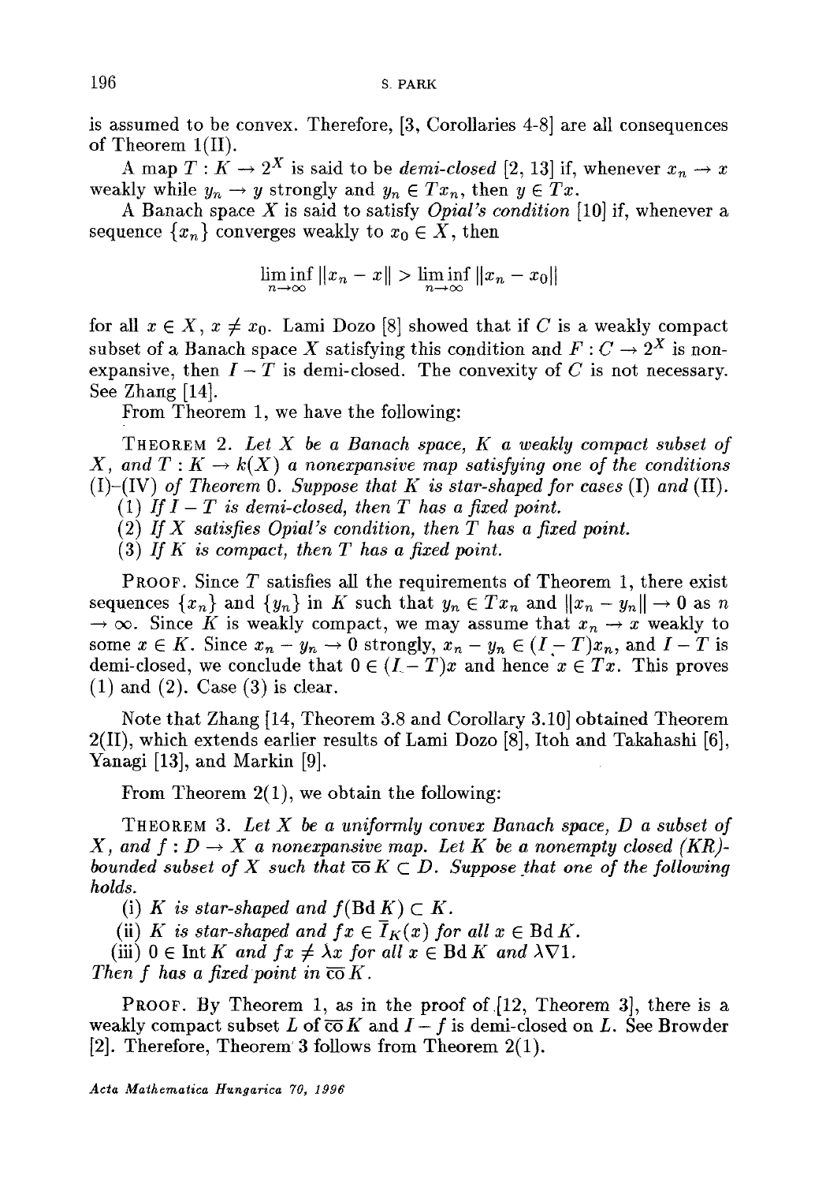is assumed to be convex. Therefore, [3, Corollaries 4-8] are all consequences of Theorem 1(II).

A map $T : K \to 2^X$ is said to be *demi-closed* [2, 13] if, whenever $x_n \to x$ weakly while $y_n \to y$ strongly and $y_n \in Tx_n$, then $y \in Tx$.

A Banach space $X$ is said to satisfy *Opial's condition* [10] if, whenever a sequence $\{x_n\}$ converges weakly to $x_0 \in X$, then

$$\liminf_{n\to\infty} \|x_n - x\| > \liminf_{n\to\infty} \|x_n - x_0\|$$

for all $x \in X$, $x \neq x_0$. Lami Dozo [8] showed that if $C$ is a weakly compact subset of a Banach space $X$ satisfying this condition and $F : C \to 2^X$ is nonexpansive, then $I - T$ is demi-closed. The convexity of $C$ is not necessary. See Zhang [14].

From Theorem 1, we have the following:

THEOREM 2. *Let $X$ be a Banach space, $K$ a weakly compact subset of $X$, and $T : K \to k(X)$ a nonexpansive map satisfying one of the conditions (I)–(IV) of Theorem 0. Suppose that $K$ is star-shaped for cases (I) and (II).*

*(1) If $I - T$ is demi-closed, then $T$ has a fixed point.*

*(2) If $X$ satisfies Opial's condition, then $T$ has a fixed point.*

*(3) If $K$ is compact, then $T$ has a fixed point.*

PROOF. Since $T$ satisfies all the requirements of Theorem 1, there exist sequences $\{x_n\}$ and $\{y_n\}$ in $K$ such that $y_n \in Tx_n$ and $\|x_n - y_n\| \to 0$ as $n \to \infty$. Since $K$ is weakly compact, we may assume that $x_n \to x$ weakly to some $x \in K$. Since $x_n - y_n \to 0$ strongly, $x_n - y_n \in (I - T)x_n$, and $I - T$ is demi-closed, we conclude that $0 \in (I - T)x$ and hence $x \in Tx$. This proves (1) and (2). Case (3) is clear.

Note that Zhang [14, Theorem 3.8 and Corollary 3.10] obtained Theorem 2(II), which extends earlier results of Lami Dozo [8], Itoh and Takahashi [6], Yanagi [13], and Markin [9].

From Theorem 2(1), we obtain the following:

THEOREM 3. *Let $X$ be a uniformly convex Banach space, $D$ a subset of $X$, and $f : D \to X$ a nonexpansive map. Let $K$ be a nonempty closed (KR)-bounded subset of $X$ such that $\overline{\text{co}}\, K \subset D$. Suppose that one of the following holds.*

*(i) $K$ is star-shaped and $f(\text{Bd}\, K) \subset K$.*

*(ii) $K$ is star-shaped and $fx \in \overline{I}_K(x)$ for all $x \in \text{Bd}\, K$.*

*(iii) $0 \in \text{Int}\, K$ and $fx \neq \lambda x$ for all $x \in \text{Bd}\, K$ and $\lambda \nabla 1$.*

*Then $f$ has a fixed point in $\overline{\text{co}}\, K$.*

PROOF. By Theorem 1, as in the proof of [12, Theorem 3], there is a weakly compact subset $L$ of $\overline{\text{co}}\, K$ and $I - f$ is demi-closed on $L$. See Browder [2]. Therefore, Theorem 3 follows from Theorem 2(1).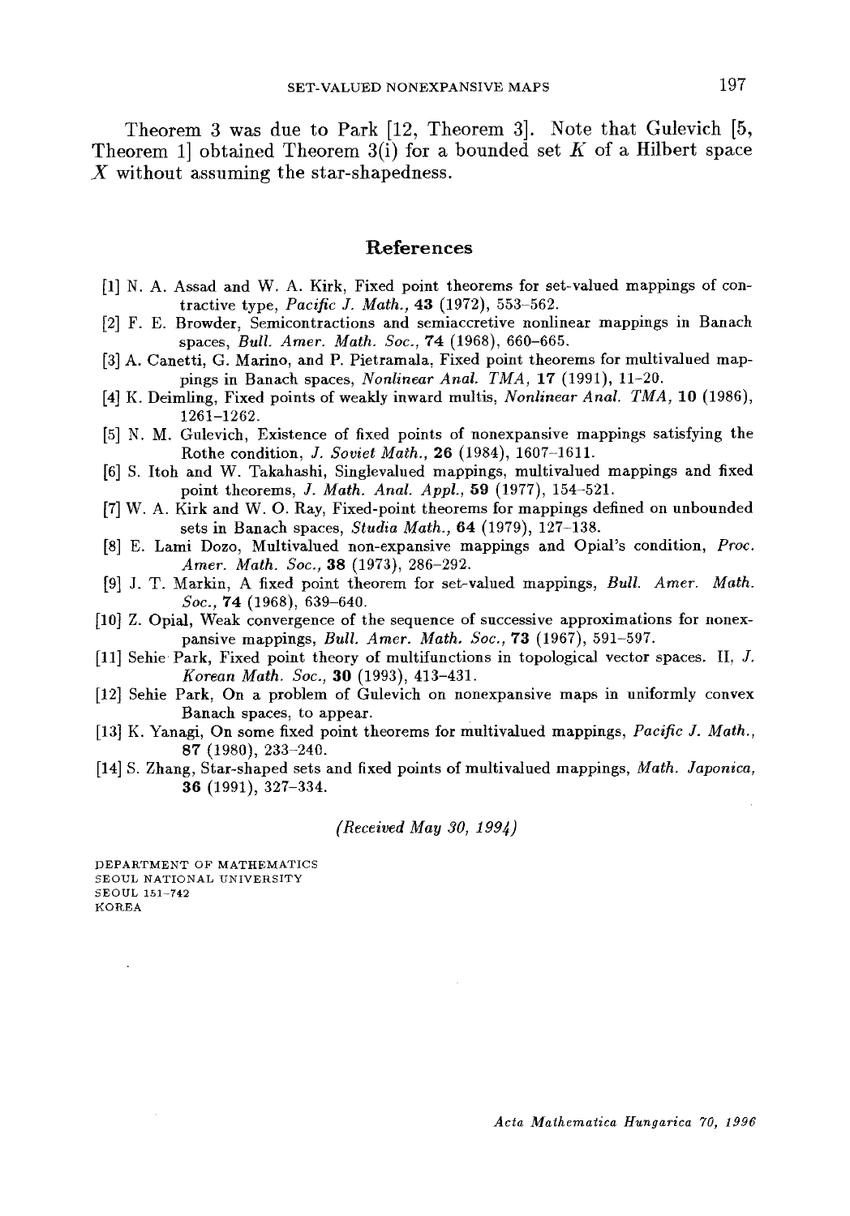Theorem 3 was due to Park [12, Theorem 3]. Note that Gulevich [5, Theorem 1] obtained Theorem 3(i) for a bounded set $K$ of a Hilbert space $X$ without assuming the star-shapedness.

## References

[1] N. A. Assad and W. A. Kirk, Fixed point theorems for set-valued mappings of contractive type, *Pacific J. Math.*, **43** (1972), 553–562.

[2] F. E. Browder, Semicontractions and semiaccretive nonlinear mappings in Banach spaces, *Bull. Amer. Math. Soc.*, **74** (1968), 660–665.

[3] A. Canetti, G. Marino, and P. Pietramala, Fixed point theorems for multivalued mappings in Banach spaces, *Nonlinear Anal. TMA*, **17** (1991), 11–20.

[4] K. Deimling, Fixed points of weakly inward multis, *Nonlinear Anal. TMA*, **10** (1986), 1261–1262.

[5] N. M. Gulevich, Existence of fixed points of nonexpansive mappings satisfying the Rothe condition, *J. Soviet Math.*, **26** (1984), 1607–1611.

[6] S. Itoh and W. Takahashi, Singlevalued mappings, multivalued mappings and fixed point theorems, *J. Math. Anal. Appl.*, **59** (1977), 154–521.

[7] W. A. Kirk and W. O. Ray, Fixed-point theorems for mappings defined on unbounded sets in Banach spaces, *Studia Math.*, **64** (1979), 127–138.

[8] E. Lami Dozo, Multivalued non-expansive mappings and Opial's condition, *Proc. Amer. Math. Soc.*, **38** (1973), 286–292.

[9] J. T. Markin, A fixed point theorem for set-valued mappings, *Bull. Amer. Math. Soc.*, **74** (1968), 639–640.

[10] Z. Opial, Weak convergence of the sequence of successive approximations for nonexpansive mappings, *Bull. Amer. Math. Soc.*, **73** (1967), 591–597.

[11] Sehie Park, Fixed point theory of multifunctions in topological vector spaces. II, *J. Korean Math. Soc.*, **30** (1993), 413–431.

[12] Sehie Park, On a problem of Gulevich on nonexpansive maps in uniformly convex Banach spaces, to appear.

[13] K. Yanagi, On some fixed point theorems for multivalued mappings, *Pacific J. Math.*, **87** (1980), 233–240.

[14] S. Zhang, Star-shaped sets and fixed points of multivalued mappings, *Math. Japonica*, **36** (1991), 327–334.

*(Received May 30, 1994)*

DEPARTMENT OF MATHEMATICS
SEOUL NATIONAL UNIVERSITY
SEOUL 151–742
KOREA